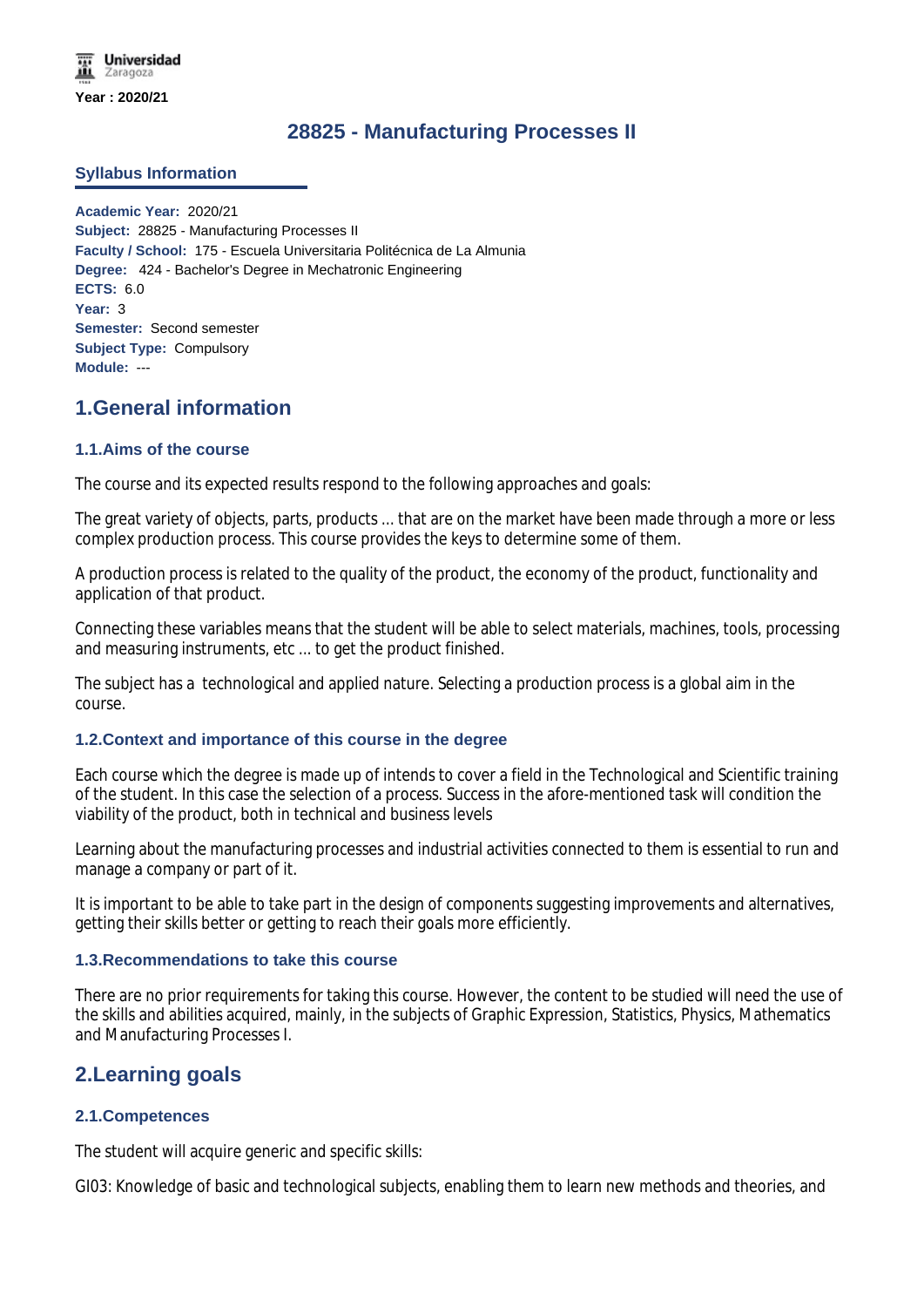Universidad Zaragoza

Year : 2020/21

# 28825 - Manufacturing Processes II

### Syllabus Information

**Academic Year:** 2020/21
**Subject:** 28825 - Manufacturing Processes II
**Faculty / School:** 175 - Escuela Universitaria Politécnica de La Almunia
**Degree:** 424 - Bachelor's Degree in Mechatronic Engineering
**ECTS:** 6.0
**Year:** 3
**Semester:** Second semester
**Subject Type:** Compulsory
**Module:** ---

## 1.General information

### 1.1.Aims of the course

The course and its expected results respond to the following approaches and goals:

The great variety of objects, parts, products ... that are on the market have been made through a more or less complex production process. This course provides the keys to determine some of them.

A production process is related to the quality of the product, the economy of the product, functionality and application of that product.

Connecting these variables means that the student will be able to select materials, machines, tools, processing and measuring instruments, etc ... to get the product finished.

The subject has a technological and applied nature. Selecting a production process is a global aim in the course.

### 1.2.Context and importance of this course in the degree

Each course which the degree is made up of intends to cover a field in the Technological and Scientific training of the student. In this case the selection of a process. Success in the afore-mentioned task will condition the viability of the product, both in technical and business levels

Learning about the manufacturing processes and industrial activities connected to them is essential to run and manage a company or part of it.

It is important to be able to take part in the design of components suggesting improvements and alternatives, getting their skills better or getting to reach their goals more efficiently.

### 1.3.Recommendations to take this course

There are no prior requirements for taking this course. However, the content to be studied will need the use of the skills and abilities acquired, mainly, in the subjects of Graphic Expression, Statistics, Physics, Mathematics and Manufacturing Processes I.

## 2.Learning goals

### 2.1.Competences

The student will acquire generic and specific skills:

GI03: Knowledge of basic and technological subjects, enabling them to learn new methods and theories, and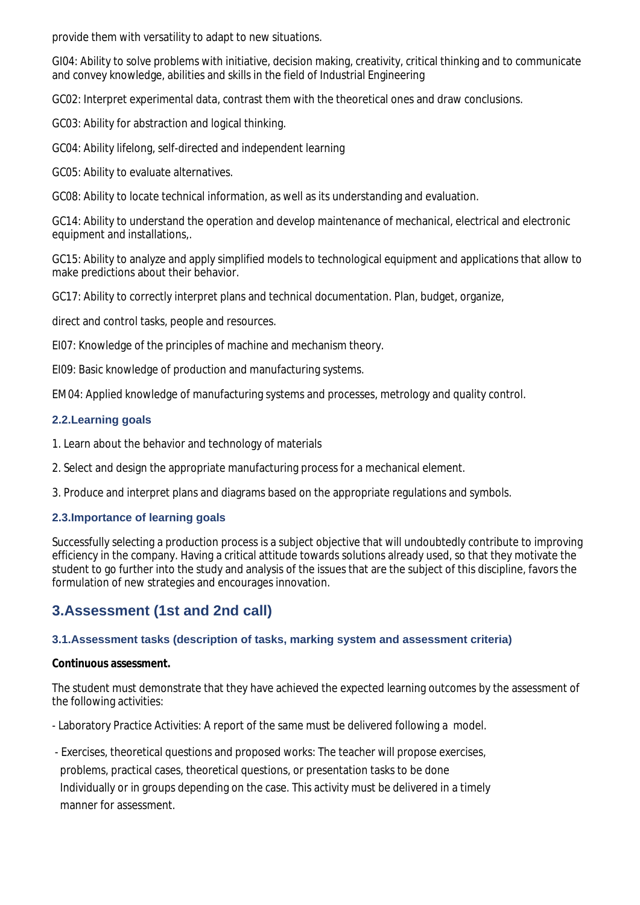provide them with versatility to adapt to new situations.

GI04: Ability to solve problems with initiative, decision making, creativity, critical thinking and to communicate and convey knowledge, abilities and skills in the field of Industrial Engineering

GC02: Interpret experimental data, contrast them with the theoretical ones and draw conclusions.

GC03: Ability for abstraction and logical thinking.

GC04: Ability lifelong, self-directed and independent learning

GC05: Ability to evaluate alternatives.

GC08: Ability to locate technical information, as well as its understanding and evaluation.

GC14: Ability to understand the operation and develop maintenance of mechanical, electrical and electronic equipment and installations,.

GC15: Ability to analyze and apply simplified models to technological equipment and applications that allow to make predictions about their behavior.

GC17: Ability to correctly interpret plans and technical documentation. Plan, budget, organize,

direct and control tasks, people and resources.

EI07: Knowledge of the principles of machine and mechanism theory.

EI09: Basic knowledge of production and manufacturing systems.

EM04: Applied knowledge of manufacturing systems and processes, metrology and quality control.

### 2.2.Learning goals

1. Learn about the behavior and technology of materials

2. Select and design the appropriate manufacturing process for a mechanical element.

3. Produce and interpret plans and diagrams based on the appropriate regulations and symbols.

### 2.3.Importance of learning goals

Successfully selecting a production process is a subject objective that will undoubtedly contribute to improving efficiency in the company. Having a critical attitude towards solutions already used, so that they motivate the student to go further into the study and analysis of the issues that are the subject of this discipline, favors the formulation of new strategies and encourages innovation.

## 3.Assessment (1st and 2nd call)

### 3.1.Assessment tasks (description of tasks, marking system and assessment criteria)

**Continuous assessment.**

The student must demonstrate that they have achieved the expected learning outcomes by the assessment of the following activities:

- Laboratory Practice Activities: A report of the same must be delivered following a model.

- Exercises, theoretical questions and proposed works: The teacher will propose exercises, problems, practical cases, theoretical questions, or presentation tasks to be done Individually or in groups depending on the case. This activity must be delivered in a timely manner for assessment.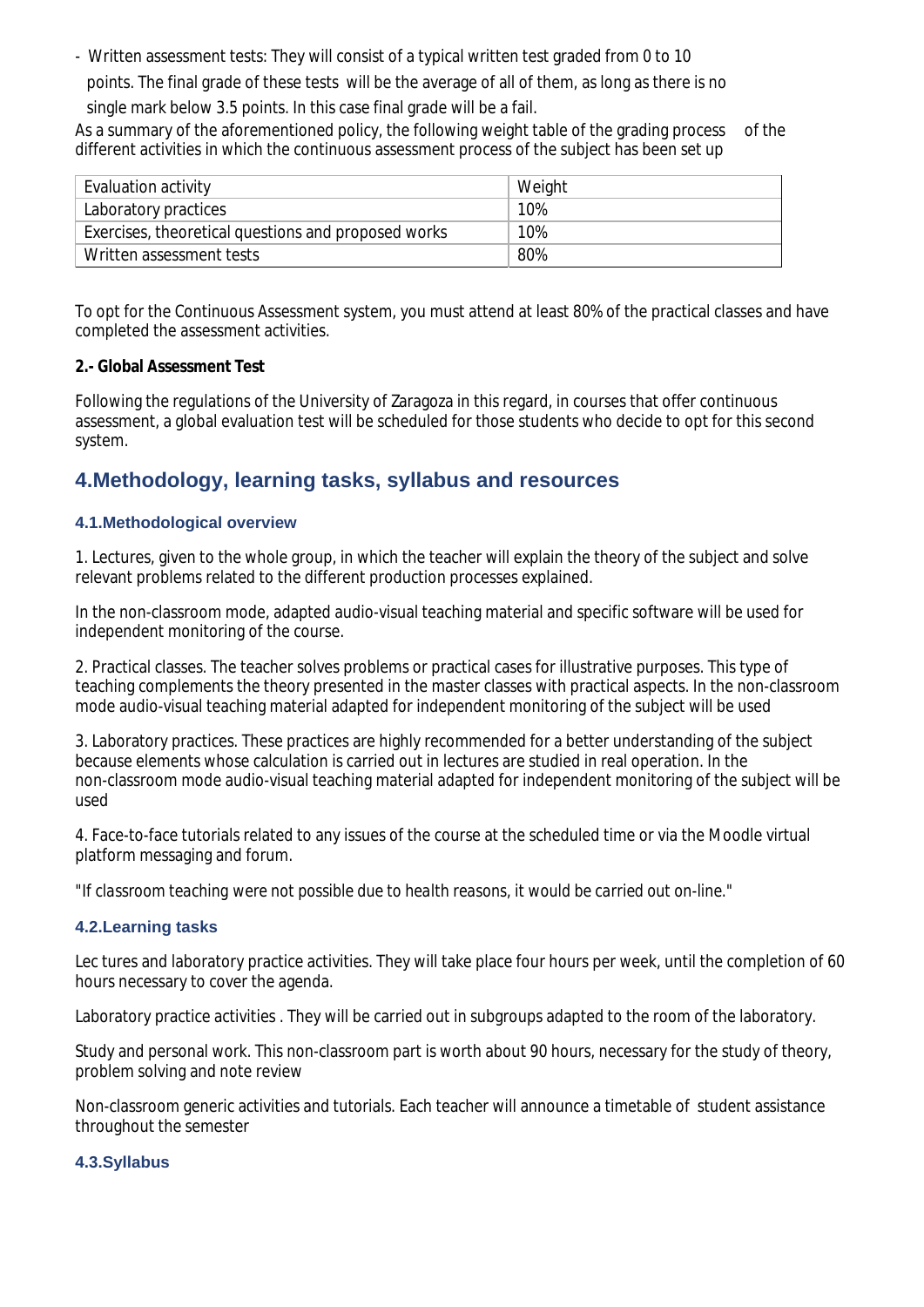- Written assessment tests: They will consist of a typical written test graded from 0 to 10 points. The final grade of these tests will be the average of all of them, as long as there is no single mark below 3.5 points. In this case final grade will be a fail.

As a summary of the aforementioned policy, the following weight table of the grading process of the different activities in which the continuous assessment process of the subject has been set up

| Evaluation activity | Weight |
|---|---|
| Laboratory practices | 10% |
| Exercises, theoretical questions and proposed works | 10% |
| Written assessment tests | 80% |

To opt for the Continuous Assessment system, you must attend at least 80% of the practical classes and have completed the assessment activities.

**2.- Global Assessment Test**

Following the regulations of the University of Zaragoza in this regard, in courses that offer continuous assessment, a global evaluation test will be scheduled for those students who decide to opt for this second system.

## 4.Methodology, learning tasks, syllabus and resources

### 4.1.Methodological overview

1. Lectures, given to the whole group, in which the teacher will explain the theory of the subject and solve relevant problems related to the different production processes explained.

In the non-classroom mode, adapted audio-visual teaching material and specific software will be used for independent monitoring of the course.

2. Practical classes. The teacher solves problems or practical cases for illustrative purposes. This type of teaching complements the theory presented in the master classes with practical aspects. In the non-classroom mode audio-visual teaching material adapted for independent monitoring of the subject will be used

3. Laboratory practices. These practices are highly recommended for a better understanding of the subject because elements whose calculation is carried out in lectures are studied in real operation. In the non-classroom mode audio-visual teaching material adapted for independent monitoring of the subject will be used

4. Face-to-face tutorials related to any issues of the course at the scheduled time or via the Moodle virtual platform messaging and forum.

*"If classroom teaching were not possible due to health reasons, it would be carried out on-line."*

### 4.2.Learning tasks

Lec tures and laboratory practice activities. They will take place four hours per week, until the completion of 60 hours necessary to cover the agenda.

Laboratory practice activities . They will be carried out in subgroups adapted to the room of the laboratory.

Study and personal work. This non-classroom part is worth about 90 hours, necessary for the study of theory, problem solving and note review

Non-classroom generic activities and tutorials. Each teacher will announce a timetable of student assistance throughout the semester

### 4.3.Syllabus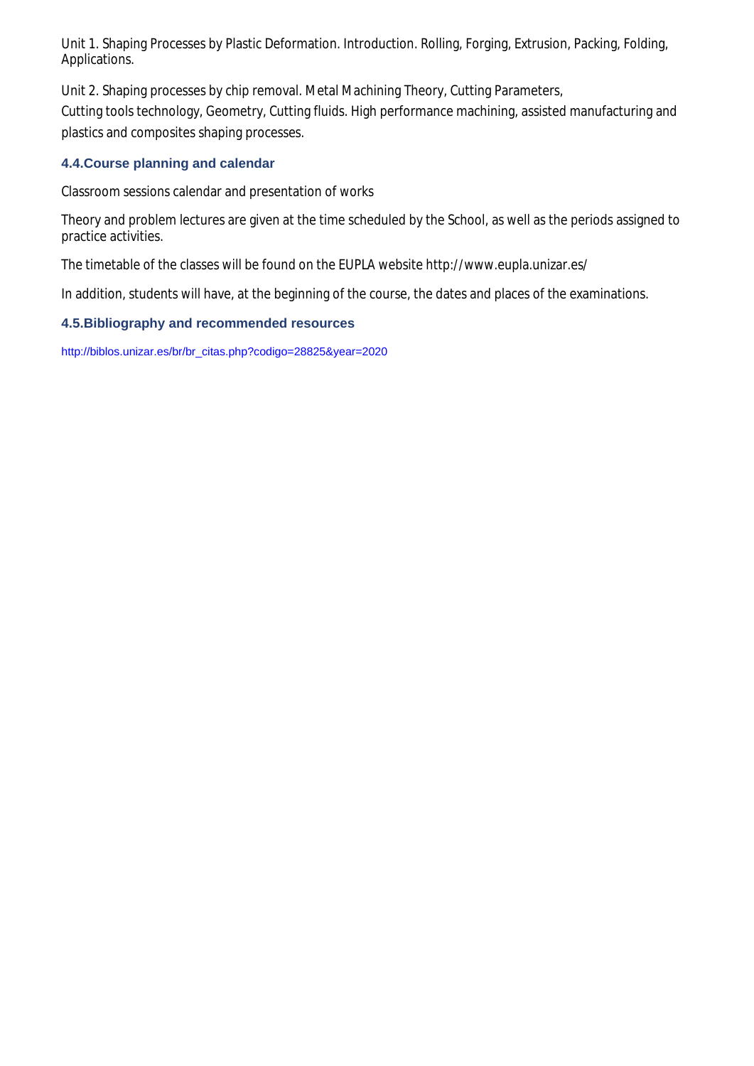Unit 1. Shaping Processes by Plastic Deformation. Introduction. Rolling, Forging, Extrusion, Packing, Folding, Applications.

Unit 2. Shaping processes by chip removal. Metal Machining Theory, Cutting Parameters,
Cutting tools technology, Geometry, Cutting fluids. High performance machining, assisted manufacturing and plastics and composites shaping processes.

### 4.4.Course planning and calendar

Classroom sessions calendar and presentation of works

Theory and problem lectures are given at the time scheduled by the School, as well as the periods assigned to practice activities.

The timetable of the classes will be found on the EUPLA website http://www.eupla.unizar.es/

In addition, students will have, at the beginning of the course, the dates and places of the examinations.

### 4.5.Bibliography and recommended resources

http://biblos.unizar.es/br/br_citas.php?codigo=28825&year=2020